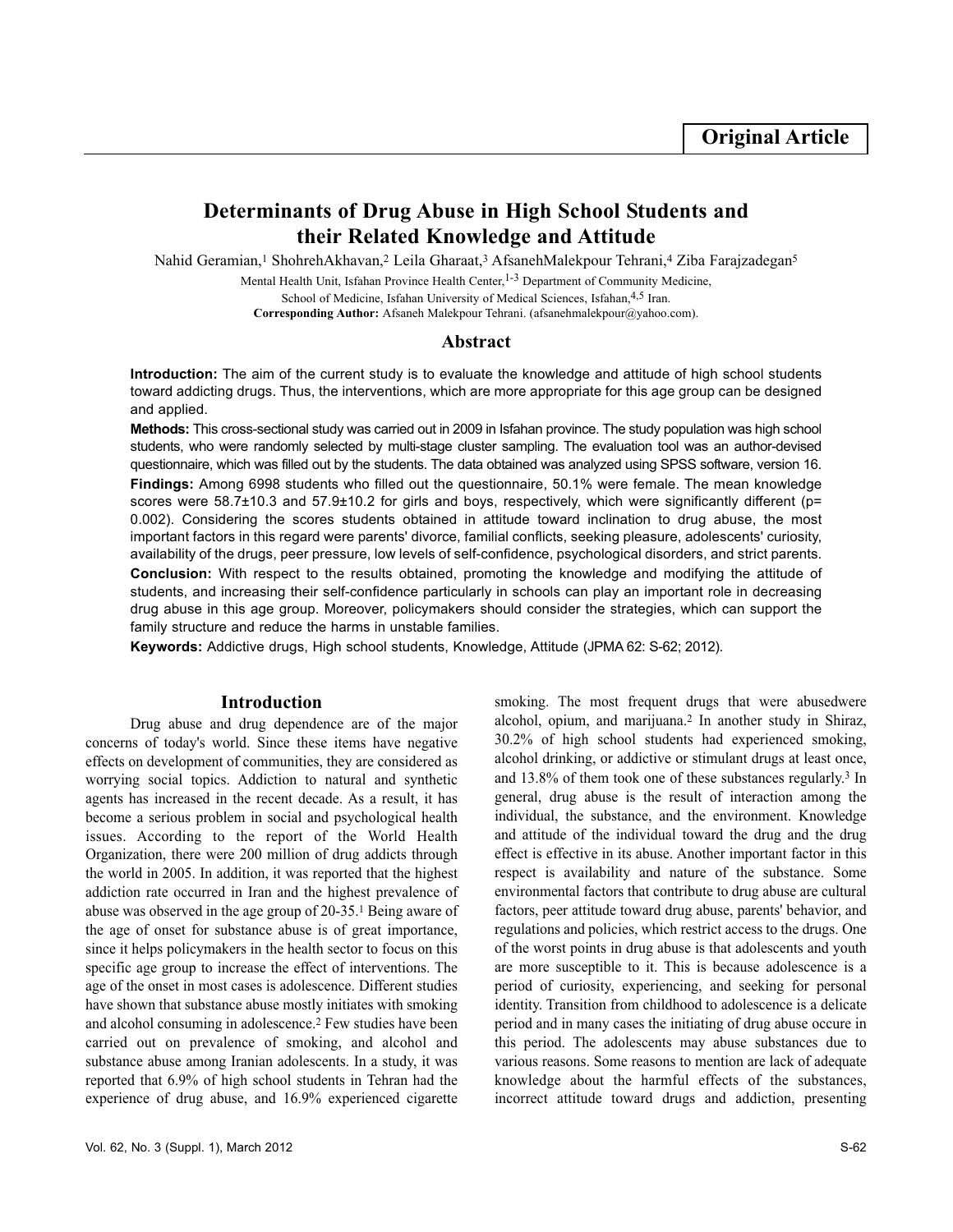**Original Article**

# Determinants of Drug Abuse in High School Students and their Related Knowledge and Attitude

Nahid Geramian,[1] ShohrehAkhavan,[2] Leila Gharaat,[3] AfsanehMalekpour Tehrani,[4] Ziba Farajzadegan[5]

Mental Health Unit, Isfahan Province Health Center,[1-3] Department of Community Medicine, School of Medicine, Isfahan University of Medical Sciences, Isfahan,[4,5] Iran.

**Corresponding Author:** Afsaneh Malekpour Tehrani. (afsanehmalekpour@yahoo.com).

## Abstract

**Introduction:** The aim of the current study is to evaluate the knowledge and attitude of high school students toward addicting drugs. Thus, the interventions, which are more appropriate for this age group can be designed and applied.

**Methods:** This cross-sectional study was carried out in 2009 in Isfahan province. The study population was high school students, who were randomly selected by multi-stage cluster sampling. The evaluation tool was an author-devised questionnaire, which was filled out by the students. The data obtained was analyzed using SPSS software, version 16.

**Findings:** Among 6998 students who filled out the questionnaire, 50.1% were female. The mean knowledge scores were 58.7±10.3 and 57.9±10.2 for girls and boys, respectively, which were significantly different (p= 0.002). Considering the scores students obtained in attitude toward inclination to drug abuse, the most important factors in this regard were parents' divorce, familial conflicts, seeking pleasure, adolescents' curiosity, availability of the drugs, peer pressure, low levels of self-confidence, psychological disorders, and strict parents.

**Conclusion:** With respect to the results obtained, promoting the knowledge and modifying the attitude of students, and increasing their self-confidence particularly in schools can play an important role in decreasing drug abuse in this age group. Moreover, policymakers should consider the strategies, which can support the family structure and reduce the harms in unstable families.

**Keywords:** Addictive drugs, High school students, Knowledge, Attitude (JPMA 62: S-62; 2012).

## Introduction

Drug abuse and drug dependence are of the major concerns of today's world. Since these items have negative effects on development of communities, they are considered as worrying social topics. Addiction to natural and synthetic agents has increased in the recent decade. As a result, it has become a serious problem in social and psychological health issues. According to the report of the World Health Organization, there were 200 million of drug addicts through the world in 2005. In addition, it was reported that the highest addiction rate occurred in Iran and the highest prevalence of abuse was observed in the age group of 20-35.[1] Being aware of the age of onset for substance abuse is of great importance, since it helps policymakers in the health sector to focus on this specific age group to increase the effect of interventions. The age of the onset in most cases is adolescence. Different studies have shown that substance abuse mostly initiates with smoking and alcohol consuming in adolescence.[2] Few studies have been carried out on prevalence of smoking, and alcohol and substance abuse among Iranian adolescents. In a study, it was reported that 6.9% of high school students in Tehran had the experience of drug abuse, and 16.9% experienced cigarette smoking. The most frequent drugs that were abusedwere alcohol, opium, and marijuana.[2] In another study in Shiraz, 30.2% of high school students had experienced smoking, alcohol drinking, or addictive or stimulant drugs at least once, and 13.8% of them took one of these substances regularly.[3] In general, drug abuse is the result of interaction among the individual, the substance, and the environment. Knowledge and attitude of the individual toward the drug and the drug effect is effective in its abuse. Another important factor in this respect is availability and nature of the substance. Some environmental factors that contribute to drug abuse are cultural factors, peer attitude toward drug abuse, parents' behavior, and regulations and policies, which restrict access to the drugs. One of the worst points in drug abuse is that adolescents and youth are more susceptible to it. This is because adolescence is a period of curiosity, experiencing, and seeking for personal identity. Transition from childhood to adolescence is a delicate period and in many cases the initiating of drug abuse occure in this period. The adolescents may abuse substances due to various reasons. Some reasons to mention are lack of adequate knowledge about the harmful effects of the substances, incorrect attitude toward drugs and addiction, presenting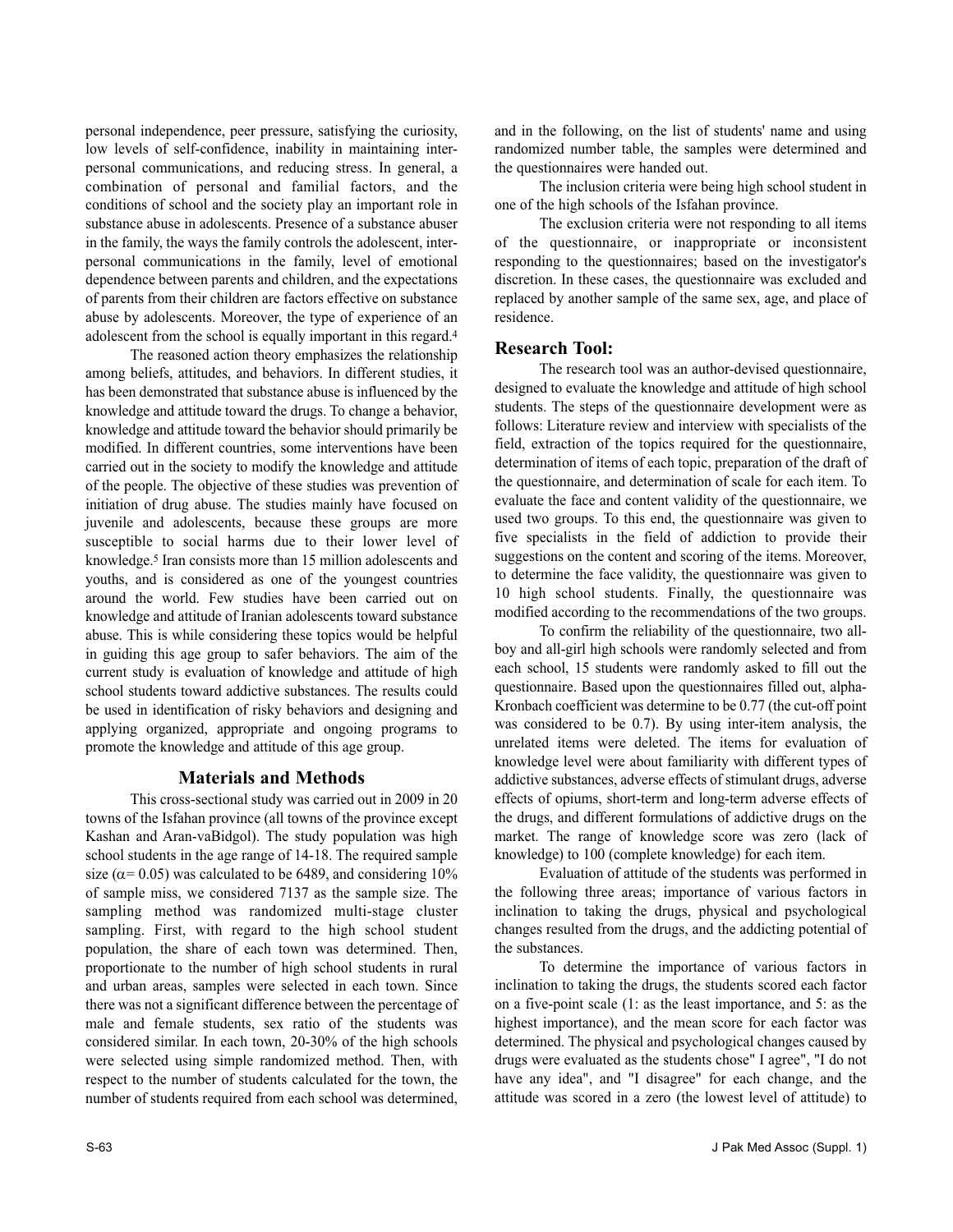personal independence, peer pressure, satisfying the curiosity, low levels of self-confidence, inability in maintaining inter-personal communications, and reducing stress. In general, a combination of personal and familial factors, and the conditions of school and the society play an important role in substance abuse in adolescents. Presence of a substance abuser in the family, the ways the family controls the adolescent, inter-personal communications in the family, level of emotional dependence between parents and children, and the expectations of parents from their children are factors effective on substance abuse by adolescents. Moreover, the type of experience of an adolescent from the school is equally important in this regard.[4]

The reasoned action theory emphasizes the relationship among beliefs, attitudes, and behaviors. In different studies, it has been demonstrated that substance abuse is influenced by the knowledge and attitude toward the drugs. To change a behavior, knowledge and attitude toward the behavior should primarily be modified. In different countries, some interventions have been carried out in the society to modify the knowledge and attitude of the people. The objective of these studies was prevention of initiation of drug abuse. The studies mainly have focused on juvenile and adolescents, because these groups are more susceptible to social harms due to their lower level of knowledge.[5] Iran consists more than 15 million adolescents and youths, and is considered as one of the youngest countries around the world. Few studies have been carried out on knowledge and attitude of Iranian adolescents toward substance abuse. This is while considering these topics would be helpful in guiding this age group to safer behaviors. The aim of the current study is evaluation of knowledge and attitude of high school students toward addictive substances. The results could be used in identification of risky behaviors and designing and applying organized, appropriate and ongoing programs to promote the knowledge and attitude of this age group.

## Materials and Methods

This cross-sectional study was carried out in 2009 in 20 towns of the Isfahan province (all towns of the province except Kashan and Aran-vaBidgol). The study population was high school students in the age range of 14-18. The required sample size ($\alpha = 0.05$) was calculated to be 6489, and considering 10% of sample miss, we considered 7137 as the sample size. The sampling method was randomized multi-stage cluster sampling. First, with regard to the high school student population, the share of each town was determined. Then, proportionate to the number of high school students in rural and urban areas, samples were selected in each town. Since there was not a significant difference between the percentage of male and female students, sex ratio of the students was considered similar. In each town, 20-30% of the high schools were selected using simple randomized method. Then, with respect to the number of students calculated for the town, the number of students required from each school was determined, and in the following, on the list of students' name and using randomized number table, the samples were determined and the questionnaires were handed out.

The inclusion criteria were being high school student in one of the high schools of the Isfahan province.

The exclusion criteria were not responding to all items of the questionnaire, or inappropriate or inconsistent responding to the questionnaires; based on the investigator's discretion. In these cases, the questionnaire was excluded and replaced by another sample of the same sex, age, and place of residence.

### Research Tool:

The research tool was an author-devised questionnaire, designed to evaluate the knowledge and attitude of high school students. The steps of the questionnaire development were as follows: Literature review and interview with specialists of the field, extraction of the topics required for the questionnaire, determination of items of each topic, preparation of the draft of the questionnaire, and determination of scale for each item. To evaluate the face and content validity of the questionnaire, we used two groups. To this end, the questionnaire was given to five specialists in the field of addiction to provide their suggestions on the content and scoring of the items. Moreover, to determine the face validity, the questionnaire was given to 10 high school students. Finally, the questionnaire was modified according to the recommendations of the two groups.

To confirm the reliability of the questionnaire, two all-boy and all-girl high schools were randomly selected and from each school, 15 students were randomly asked to fill out the questionnaire. Based upon the questionnaires filled out, alpha-Kronbach coefficient was determine to be 0.77 (the cut-off point was considered to be 0.7). By using inter-item analysis, the unrelated items were deleted. The items for evaluation of knowledge level were about familiarity with different types of addictive substances, adverse effects of stimulant drugs, adverse effects of opiums, short-term and long-term adverse effects of the drugs, and different formulations of addictive drugs on the market. The range of knowledge score was zero (lack of knowledge) to 100 (complete knowledge) for each item.

Evaluation of attitude of the students was performed in the following three areas; importance of various factors in inclination to taking the drugs, physical and psychological changes resulted from the drugs, and the addicting potential of the substances.

To determine the importance of various factors in inclination to taking the drugs, the students scored each factor on a five-point scale (1: as the least importance, and 5: as the highest importance), and the mean score for each factor was determined. The physical and psychological changes caused by drugs were evaluated as the students chose" I agree", "I do not have any idea", and "I disagree" for each change, and the attitude was scored in a zero (the lowest level of attitude) to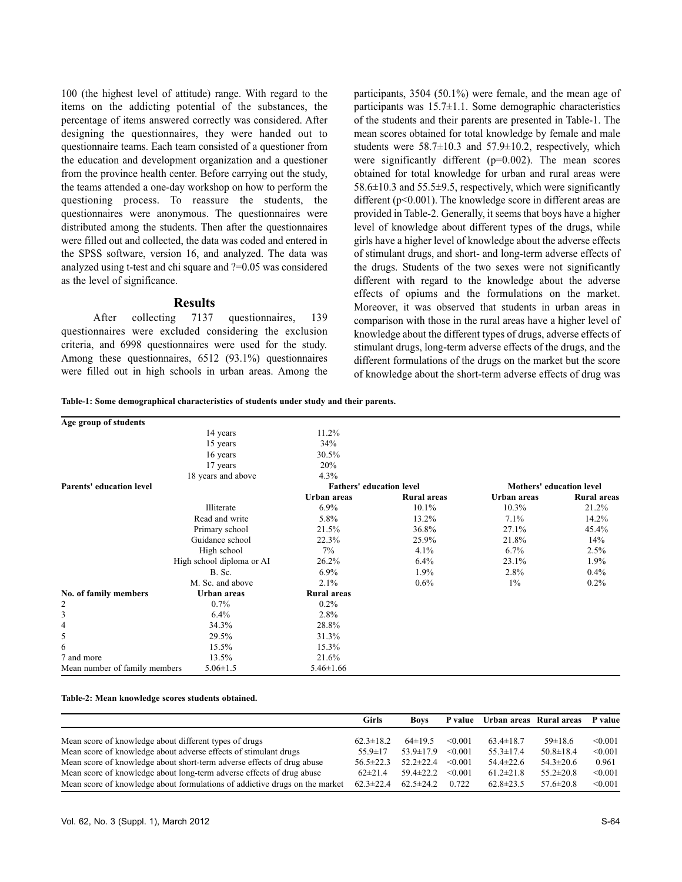100 (the highest level of attitude) range. With regard to the items on the addicting potential of the substances, the percentage of items answered correctly was considered. After designing the questionnaires, they were handed out to questionnaire teams. Each team consisted of a questioner from the education and development organization and a questioner from the province health center. Before carrying out the study, the teams attended a one-day workshop on how to perform the questioning process. To reassure the students, the questionnaires were anonymous. The questionnaires were distributed among the students. Then after the questionnaires were filled out and collected, the data was coded and entered in the SPSS software, version 16, and analyzed. The data was analyzed using t-test and chi square and ?=0.05 was considered as the level of significance.

## Results

After collecting 7137 questionnaires, 139 questionnaires were excluded considering the exclusion criteria, and 6998 questionnaires were used for the study. Among these questionnaires, 6512 (93.1%) questionnaires were filled out in high schools in urban areas. Among the participants, 3504 (50.1%) were female, and the mean age of participants was 15.7±1.1. Some demographic characteristics of the students and their parents are presented in Table-1. The mean scores obtained for total knowledge by female and male students were 58.7±10.3 and 57.9±10.2, respectively, which were significantly different (p=0.002). The mean scores obtained for total knowledge for urban and rural areas were 58.6±10.3 and 55.5±9.5, respectively, which were significantly different (p<0.001). The knowledge score in different areas are provided in Table-2. Generally, it seems that boys have a higher level of knowledge about different types of the drugs, while girls have a higher level of knowledge about the adverse effects of stimulant drugs, and short- and long-term adverse effects of the drugs. Students of the two sexes were not significantly different with regard to the knowledge about the adverse effects of opiums and the formulations on the market. Moreover, it was observed that students in urban areas in comparison with those in the rural areas have a higher level of knowledge about the different types of drugs, adverse effects of stimulant drugs, long-term adverse effects of the drugs, and the different formulations of the drugs on the market but the score of knowledge about the short-term adverse effects of drug was

**Table-1: Some demographical characteristics of students under study and their parents.**

| **Age group of students** | | | | | |
|---|---|---|---|---|---|
| | 14 years | 11.2% | | | |
| | 15 years | 34% | | | |
| | 16 years | 30.5% | | | |
| | 17 years | 20% | | | |
| | 18 years and above | 4.3% | | | |
| **Parents' education level** | | **Fathers' education level** | | **Mothers' education level** | |
| | | **Urban areas** | **Rural areas** | **Urban areas** | **Rural areas** |
| | Illiterate | 6.9% | 10.1% | 10.3% | 21.2% |
| | Read and write | 5.8% | 13.2% | 7.1% | 14.2% |
| | Primary school | 21.5% | 36.8% | 27.1% | 45.4% |
| | Guidance school | 22.3% | 25.9% | 21.8% | 14% |
| | High school | 7% | 4.1% | 6.7% | 2.5% |
| | High school diploma or AI | 26.2% | 6.4% | 23.1% | 1.9% |
| | B. Sc. | 6.9% | 1.9% | 2.8% | 0.4% |
| | M. Sc. and above | 2.1% | 0.6% | 1% | 0.2% |
| **No. of family members** | **Urban areas** | **Rural areas** | | | |
| 2 | 0.7% | 0.2% | | | |
| 3 | 6.4% | 2.8% | | | |
| 4 | 34.3% | 28.8% | | | |
| 5 | 29.5% | 31.3% | | | |
| 6 | 15.5% | 15.3% | | | |
| 7 and more | 13.5% | 21.6% | | | |
| Mean number of family members | 5.06±1.5 | 5.46±1.66 | | | |

**Table-2: Mean knowledge scores students obtained.**

| | Girls | Boys | P value | Urban areas | Rural areas | P value |
|---|---|---|---|---|---|---|
| Mean score of knowledge about different types of drugs | 62.3±18.2 | 64±19.5 | <0.001 | 63.4±18.7 | 59±18.6 | <0.001 |
| Mean score of knowledge about adverse effects of stimulant drugs | 55.9±17 | 53.9±17.9 | <0.001 | 55.3±17.4 | 50.8±18.4 | <0.001 |
| Mean score of knowledge about short-term adverse effects of drug abuse | 56.5±22.3 | 52.2±22.4 | <0.001 | 54.4±22.6 | 54.3±20.6 | 0.961 |
| Mean score of knowledge about long-term adverse effects of drug abuse | 62±21.4 | 59.4±22.2 | <0.001 | 61.2±21.8 | 55.2±20.8 | <0.001 |
| Mean score of knowledge about formulations of addictive drugs on the market | 62.3±22.4 | 62.5±24.2 | 0.722 | 62.8±23.5 | 57.6±20.8 | <0.001 |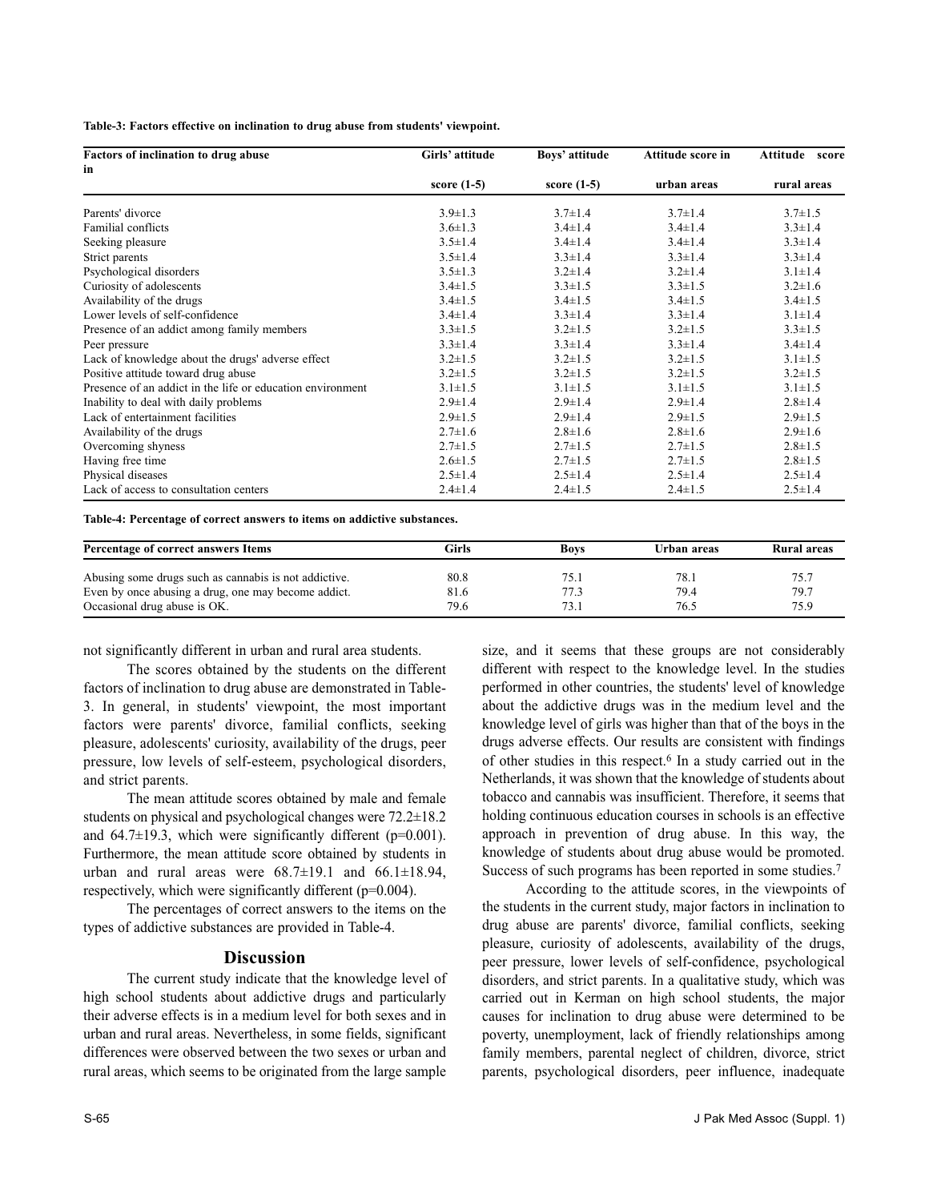**Table-3: Factors effective on inclination to drug abuse from students' viewpoint.**

| Factors of inclination to drug abuse in | Girls' attitude score (1-5) | Boys' attitude score (1-5) | Attitude score in urban areas | Attitude score rural areas |
|---|---|---|---|---|
| Parents' divorce | 3.9±1.3 | 3.7±1.4 | 3.7±1.4 | 3.7±1.5 |
| Familial conflicts | 3.6±1.3 | 3.4±1.4 | 3.4±1.4 | 3.3±1.4 |
| Seeking pleasure | 3.5±1.4 | 3.4±1.4 | 3.4±1.4 | 3.3±1.4 |
| Strict parents | 3.5±1.4 | 3.3±1.4 | 3.3±1.4 | 3.3±1.4 |
| Psychological disorders | 3.5±1.3 | 3.2±1.4 | 3.2±1.4 | 3.1±1.4 |
| Curiosity of adolescents | 3.4±1.5 | 3.3±1.5 | 3.3±1.5 | 3.2±1.6 |
| Availability of the drugs | 3.4±1.5 | 3.4±1.5 | 3.4±1.5 | 3.4±1.5 |
| Lower levels of self-confidence | 3.4±1.4 | 3.3±1.4 | 3.3±1.4 | 3.1±1.4 |
| Presence of an addict among family members | 3.3±1.5 | 3.2±1.5 | 3.2±1.5 | 3.3±1.5 |
| Peer pressure | 3.3±1.4 | 3.3±1.4 | 3.3±1.4 | 3.4±1.4 |
| Lack of knowledge about the drugs' adverse effect | 3.2±1.5 | 3.2±1.5 | 3.2±1.5 | 3.1±1.5 |
| Positive attitude toward drug abuse | 3.2±1.5 | 3.2±1.5 | 3.2±1.5 | 3.2±1.5 |
| Presence of an addict in the life or education environment | 3.1±1.5 | 3.1±1.5 | 3.1±1.5 | 3.1±1.5 |
| Inability to deal with daily problems | 2.9±1.4 | 2.9±1.4 | 2.9±1.4 | 2.8±1.4 |
| Lack of entertainment facilities | 2.9±1.5 | 2.9±1.4 | 2.9±1.5 | 2.9±1.5 |
| Availability of the drugs | 2.7±1.6 | 2.8±1.6 | 2.8±1.6 | 2.9±1.6 |
| Overcoming shyness | 2.7±1.5 | 2.7±1.5 | 2.7±1.5 | 2.8±1.5 |
| Having free time | 2.6±1.5 | 2.7±1.5 | 2.7±1.5 | 2.8±1.5 |
| Physical diseases | 2.5±1.4 | 2.5±1.4 | 2.5±1.4 | 2.5±1.4 |
| Lack of access to consultation centers | 2.4±1.4 | 2.4±1.5 | 2.4±1.5 | 2.5±1.4 |

**Table-4: Percentage of correct answers to items on addictive substances.**

| Percentage of correct answers Items | Girls | Boys | Urban areas | Rural areas |
|---|---|---|---|---|
| Abusing some drugs such as cannabis is not addictive. | 80.8 | 75.1 | 78.1 | 75.7 |
| Even by once abusing a drug, one may become addict. | 81.6 | 77.3 | 79.4 | 79.7 |
| Occasional drug abuse is OK. | 79.6 | 73.1 | 76.5 | 75.9 |

not significantly different in urban and rural area students.

The scores obtained by the students on the different factors of inclination to drug abuse are demonstrated in Table-3. In general, in students' viewpoint, the most important factors were parents' divorce, familial conflicts, seeking pleasure, adolescents' curiosity, availability of the drugs, peer pressure, low levels of self-esteem, psychological disorders, and strict parents.

The mean attitude scores obtained by male and female students on physical and psychological changes were 72.2±18.2 and 64.7±19.3, which were significantly different (p=0.001). Furthermore, the mean attitude score obtained by students in urban and rural areas were 68.7±19.1 and 66.1±18.94, respectively, which were significantly different (p=0.004).

The percentages of correct answers to the items on the types of addictive substances are provided in Table-4.

## Discussion

The current study indicate that the knowledge level of high school students about addictive drugs and particularly their adverse effects is in a medium level for both sexes and in urban and rural areas. Nevertheless, in some fields, significant differences were observed between the two sexes or urban and rural areas, which seems to be originated from the large sample size, and it seems that these groups are not considerably different with respect to the knowledge level. In the studies performed in other countries, the students' level of knowledge about the addictive drugs was in the medium level and the knowledge level of girls was higher than that of the boys in the drugs adverse effects. Our results are consistent with findings of other studies in this respect.[6] In a study carried out in the Netherlands, it was shown that the knowledge of students about tobacco and cannabis was insufficient. Therefore, it seems that holding continuous education courses in schools is an effective approach in prevention of drug abuse. In this way, the knowledge of students about drug abuse would be promoted. Success of such programs has been reported in some studies.[7]

According to the attitude scores, in the viewpoints of the students in the current study, major factors in inclination to drug abuse are parents' divorce, familial conflicts, seeking pleasure, curiosity of adolescents, availability of the drugs, peer pressure, lower levels of self-confidence, psychological disorders, and strict parents. In a qualitative study, which was carried out in Kerman on high school students, the major causes for inclination to drug abuse were determined to be poverty, unemployment, lack of friendly relationships among family members, parental neglect of children, divorce, strict parents, psychological disorders, peer influence, inadequate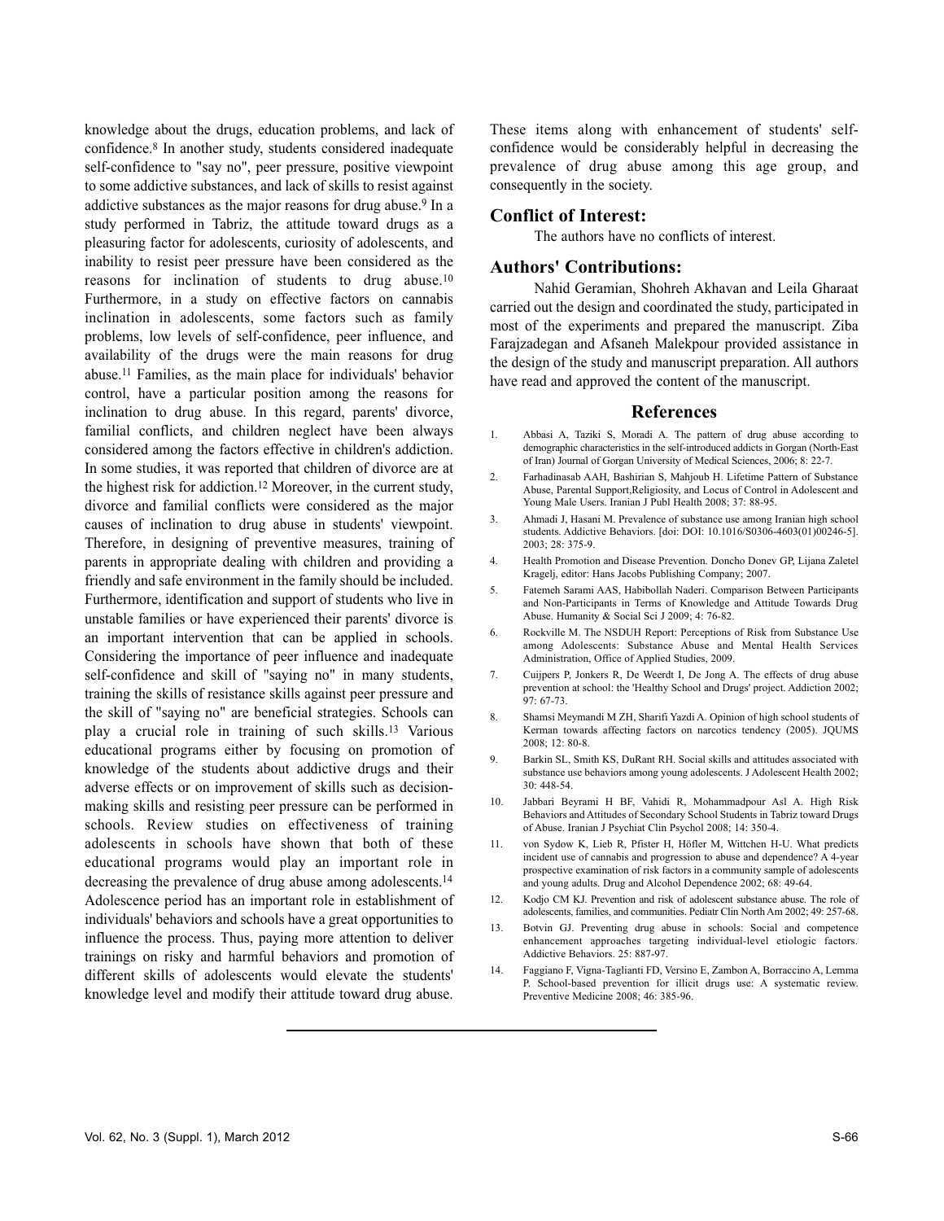knowledge about the drugs, education problems, and lack of confidence.[8] In another study, students considered inadequate self-confidence to "say no", peer pressure, positive viewpoint to some addictive substances, and lack of skills to resist against addictive substances as the major reasons for drug abuse.[9] In a study performed in Tabriz, the attitude toward drugs as a pleasuring factor for adolescents, curiosity of adolescents, and inability to resist peer pressure have been considered as the reasons for inclination of students to drug abuse.[10] Furthermore, in a study on effective factors on cannabis inclination in adolescents, some factors such as family problems, low levels of self-confidence, peer influence, and availability of the drugs were the main reasons for drug abuse.[11] Families, as the main place for individuals' behavior control, have a particular position among the reasons for inclination to drug abuse. In this regard, parents' divorce, familial conflicts, and children neglect have been always considered among the factors effective in children's addiction. In some studies, it was reported that children of divorce are at the highest risk for addiction.[12] Moreover, in the current study, divorce and familial conflicts were considered as the major causes of inclination to drug abuse in students' viewpoint. Therefore, in designing of preventive measures, training of parents in appropriate dealing with children and providing a friendly and safe environment in the family should be included. Furthermore, identification and support of students who live in unstable families or have experienced their parents' divorce is an important intervention that can be applied in schools. Considering the importance of peer influence and inadequate self-confidence and skill of "saying no" in many students, training the skills of resistance skills against peer pressure and the skill of "saying no" are beneficial strategies. Schools can play a crucial role in training of such skills.[13] Various educational programs either by focusing on promotion of knowledge of the students about addictive drugs and their adverse effects or on improvement of skills such as decision-making skills and resisting peer pressure can be performed in schools. Review studies on effectiveness of training adolescents in schools have shown that both of these educational programs would play an important role in decreasing the prevalence of drug abuse among adolescents.[14] Adolescence period has an important role in establishment of individuals' behaviors and schools have a great opportunities to influence the process. Thus, paying more attention to deliver trainings on risky and harmful behaviors and promotion of different skills of adolescents would elevate the students' knowledge level and modify their attitude toward drug abuse. These items along with enhancement of students' self-confidence would be considerably helpful in decreasing the prevalence of drug abuse among this age group, and consequently in the society.

## Conflict of Interest:

The authors have no conflicts of interest.

## Authors' Contributions:

Nahid Geramian, Shohreh Akhavan and Leila Gharaat carried out the design and coordinated the study, participated in most of the experiments and prepared the manuscript. Ziba Farajzadegan and Afsaneh Malekpour provided assistance in the design of the study and manuscript preparation. All authors have read and approved the content of the manuscript.

## References

1. Abbasi A, Taziki S, Moradi A. The pattern of drug abuse according to demographic characteristics in the self-introduced addicts in Gorgan (North-East of Iran) Journal of Gorgan University of Medical Sciences, 2006; 8: 22-7.
2. Farhadinasab AAH, Bashirian S, Mahjoub H. Lifetime Pattern of Substance Abuse, Parental Support,Religiosity, and Locus of Control in Adolescent and Young Male Users. Iranian J Publ Health 2008; 37: 88-95.
3. Ahmadi J, Hasani M. Prevalence of substance use among Iranian high school students. Addictive Behaviors. [doi: DOI: 10.1016/S0306-4603(01)00246-5]. 2003; 28: 375-9.
4. Health Promotion and Disease Prevention. Doncho Donev GP, Lijana Zaletel Kragelj, editor: Hans Jacobs Publishing Company; 2007.
5. Fatemeh Sarami AAS, Habibollah Naderi. Comparison Between Participants and Non-Participants in Terms of Knowledge and Attitude Towards Drug Abuse. Humanity & Social Sci J 2009; 4: 76-82.
6. Rockville M. The NSDUH Report: Perceptions of Risk from Substance Use among Adolescents: Substance Abuse and Mental Health Services Administration, Office of Applied Studies, 2009.
7. Cuijpers P, Jonkers R, De Weerdt I, De Jong A. The effects of drug abuse prevention at school: the 'Healthy School and Drugs' project. Addiction 2002; 97: 67-73.
8. Shamsi Meymandi M ZH, Sharifi Yazdi A. Opinion of high school students of Kerman towards affecting factors on narcotics tendency (2005). JQUMS 2008; 12: 80-8.
9. Barkin SL, Smith KS, DuRant RH. Social skills and attitudes associated with substance use behaviors among young adolescents. J Adolescent Health 2002; 30: 448-54.
10. Jabbari Beyrami H BF, Vahidi R, Mohammadpour Asl A. High Risk Behaviors and Attitudes of Secondary School Students in Tabriz toward Drugs of Abuse. Iranian J Psychiat Clin Psychol 2008; 14: 350-4.
11. von Sydow K, Lieb R, Pfister H, Höfler M, Wittchen H-U. What predicts incident use of cannabis and progression to abuse and dependence? A 4-year prospective examination of risk factors in a community sample of adolescents and young adults. Drug and Alcohol Dependence 2002; 68: 49-64.
12. Kodjo CM KJ. Prevention and risk of adolescent substance abuse. The role of adolescents, families, and communities. Pediatr Clin North Am 2002; 49: 257-68.
13. Botvin GJ. Preventing drug abuse in schools: Social and competence enhancement approaches targeting individual-level etiologic factors. Addictive Behaviors. 25: 887-97.
14. Faggiano F, Vigna-Taglianti FD, Versino E, Zambon A, Borraccino A, Lemma P. School-based prevention for illicit drugs use: A systematic review. Preventive Medicine 2008; 46: 385-96.